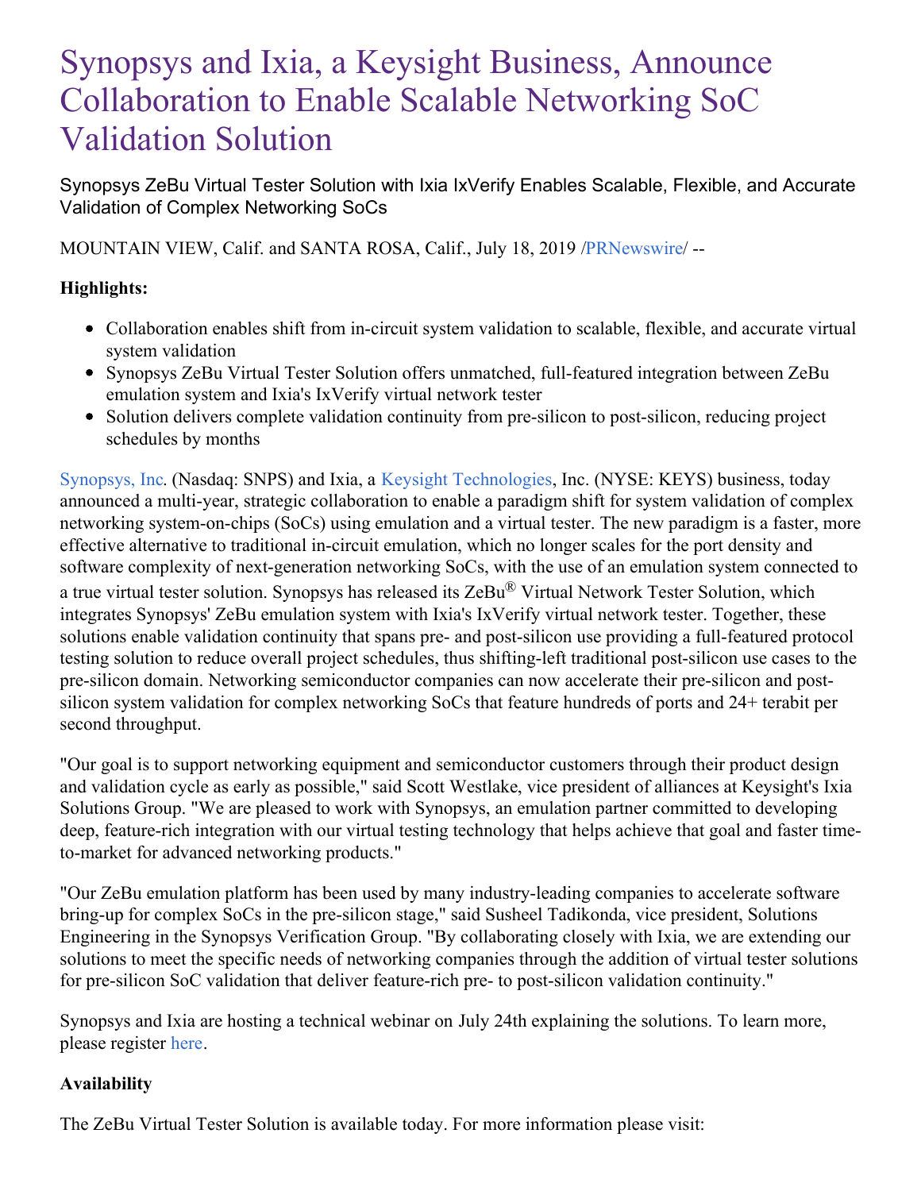# Synopsys and Ixia, a Keysight Business, Announce Collaboration to Enable Scalable Networking SoC Validation Solution

Synopsys ZeBu Virtual Tester Solution with Ixia IxVerify Enables Scalable, Flexible, and Accurate Validation of Complex Networking SoCs

MOUNTAIN VIEW, Calif. and SANTA ROSA, Calif., July 18, 2019 /PRNewswire/ --

**Highlights:**

- Collaboration enables shift from in-circuit system validation to scalable, flexible, and accurate virtual system validation
- Synopsys ZeBu Virtual Tester Solution offers unmatched, full-featured integration between ZeBu emulation system and Ixia's IxVerify virtual network tester
- Solution delivers complete validation continuity from pre-silicon to post-silicon, reducing project schedules by months

Synopsys, Inc. (Nasdaq: SNPS) and Ixia, a Keysight Technologies, Inc. (NYSE: KEYS) business, today announced a multi-year, strategic collaboration to enable a paradigm shift for system validation of complex networking system-on-chips (SoCs) using emulation and a virtual tester. The new paradigm is a faster, more effective alternative to traditional in-circuit emulation, which no longer scales for the port density and software complexity of next-generation networking SoCs, with the use of an emulation system connected to a true virtual tester solution. Synopsys has released its ZeBu® Virtual Network Tester Solution, which integrates Synopsys' ZeBu emulation system with Ixia's IxVerify virtual network tester. Together, these solutions enable validation continuity that spans pre- and post-silicon use providing a full-featured protocol testing solution to reduce overall project schedules, thus shifting-left traditional post-silicon use cases to the pre-silicon domain. Networking semiconductor companies can now accelerate their pre-silicon and post-silicon system validation for complex networking SoCs that feature hundreds of ports and 24+ terabit per second throughput.

"Our goal is to support networking equipment and semiconductor customers through their product design and validation cycle as early as possible," said Scott Westlake, vice president of alliances at Keysight's Ixia Solutions Group. "We are pleased to work with Synopsys, an emulation partner committed to developing deep, feature-rich integration with our virtual testing technology that helps achieve that goal and faster time-to-market for advanced networking products."

"Our ZeBu emulation platform has been used by many industry-leading companies to accelerate software bring-up for complex SoCs in the pre-silicon stage," said Susheel Tadikonda, vice president, Solutions Engineering in the Synopsys Verification Group. "By collaborating closely with Ixia, we are extending our solutions to meet the specific needs of networking companies through the addition of virtual tester solutions for pre-silicon SoC validation that deliver feature-rich pre- to post-silicon validation continuity."

Synopsys and Ixia are hosting a technical webinar on July 24th explaining the solutions. To learn more, please register here.

### Availability

The ZeBu Virtual Tester Solution is available today. For more information please visit: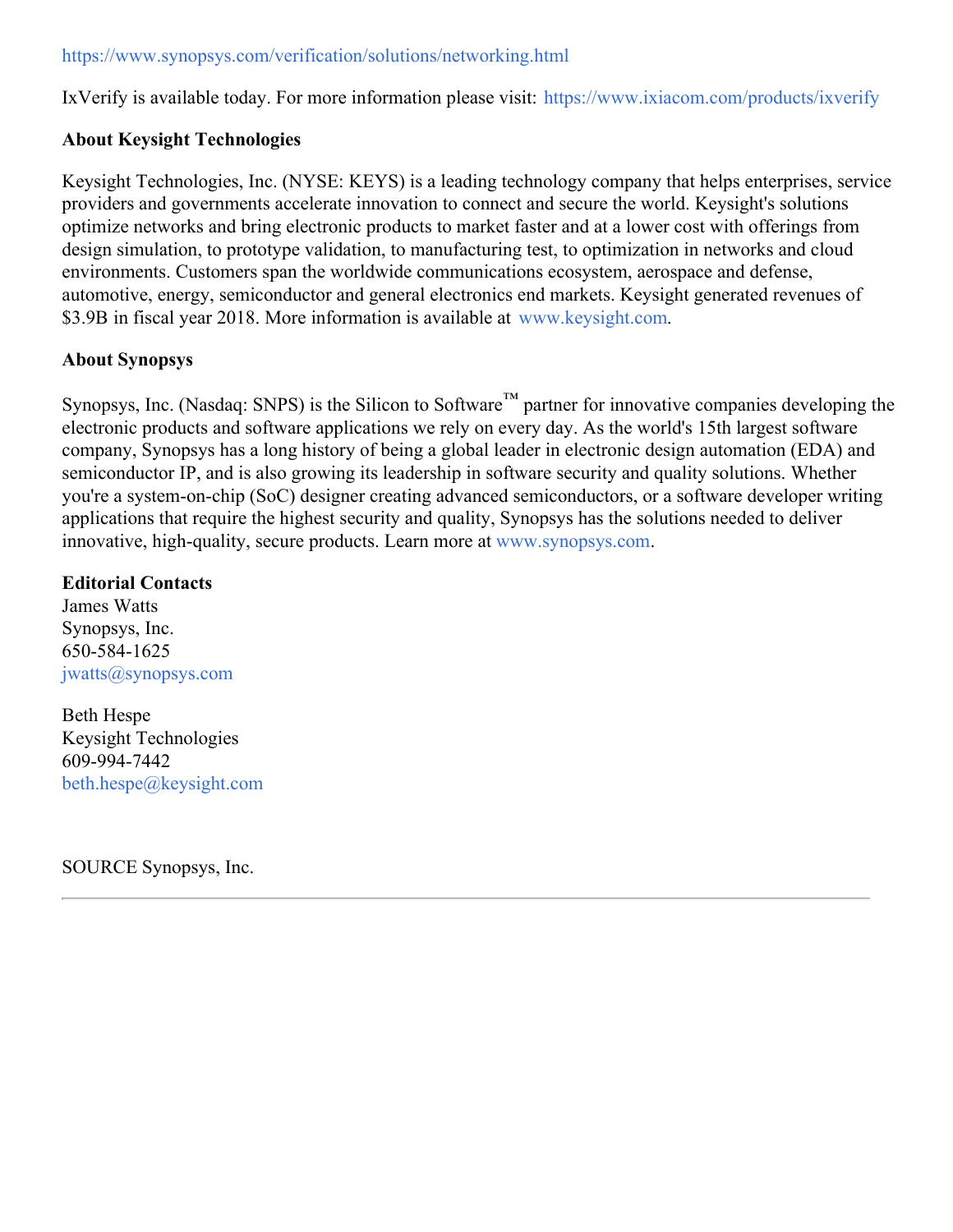https://www.synopsys.com/verification/solutions/networking.html

IxVerify is available today. For more information please visit: https://www.ixiacom.com/products/ixverify

**About Keysight Technologies**

Keysight Technologies, Inc. (NYSE: KEYS) is a leading technology company that helps enterprises, service providers and governments accelerate innovation to connect and secure the world. Keysight's solutions optimize networks and bring electronic products to market faster and at a lower cost with offerings from design simulation, to prototype validation, to manufacturing test, to optimization in networks and cloud environments. Customers span the worldwide communications ecosystem, aerospace and defense, automotive, energy, semiconductor and general electronics end markets. Keysight generated revenues of $3.9B in fiscal year 2018. More information is available at www.keysight.com.

**About Synopsys**

Synopsys, Inc. (Nasdaq: SNPS) is the Silicon to Software™ partner for innovative companies developing the electronic products and software applications we rely on every day. As the world's 15th largest software company, Synopsys has a long history of being a global leader in electronic design automation (EDA) and semiconductor IP, and is also growing its leadership in software security and quality solutions. Whether you're a system-on-chip (SoC) designer creating advanced semiconductors, or a software developer writing applications that require the highest security and quality, Synopsys has the solutions needed to deliver innovative, high-quality, secure products. Learn more at www.synopsys.com.

**Editorial Contacts**
James Watts
Synopsys, Inc.
650-584-1625
jwatts@synopsys.com

Beth Hespe
Keysight Technologies
609-994-7442
beth.hespe@keysight.com

SOURCE Synopsys, Inc.